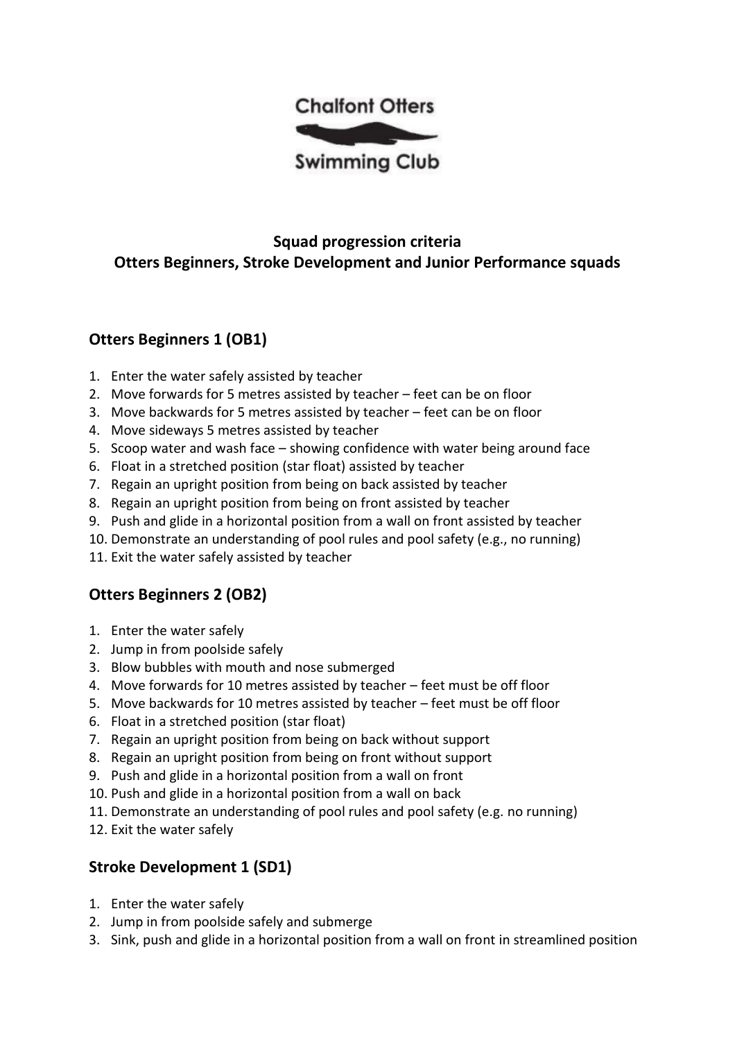Chalfont Otters

Swimming Club

**Squad progression criteria**
**Otters Beginners, Stroke Development and Junior Performance squads**

## Otters Beginners 1 (OB1)

1. Enter the water safely assisted by teacher
2. Move forwards for 5 metres assisted by teacher – feet can be on floor
3. Move backwards for 5 metres assisted by teacher – feet can be on floor
4. Move sideways 5 metres assisted by teacher
5. Scoop water and wash face – showing confidence with water being around face
6. Float in a stretched position (star float) assisted by teacher
7. Regain an upright position from being on back assisted by teacher
8. Regain an upright position from being on front assisted by teacher
9. Push and glide in a horizontal position from a wall on front assisted by teacher
10. Demonstrate an understanding of pool rules and pool safety (e.g., no running)
11. Exit the water safely assisted by teacher

## Otters Beginners 2 (OB2)

1. Enter the water safely
2. Jump in from poolside safely
3. Blow bubbles with mouth and nose submerged
4. Move forwards for 10 metres assisted by teacher – feet must be off floor
5. Move backwards for 10 metres assisted by teacher – feet must be off floor
6. Float in a stretched position (star float)
7. Regain an upright position from being on back without support
8. Regain an upright position from being on front without support
9. Push and glide in a horizontal position from a wall on front
10. Push and glide in a horizontal position from a wall on back
11. Demonstrate an understanding of pool rules and pool safety (e.g. no running)
12. Exit the water safely

## Stroke Development 1 (SD1)

1. Enter the water safely
2. Jump in from poolside safely and submerge
3. Sink, push and glide in a horizontal position from a wall on front in streamlined position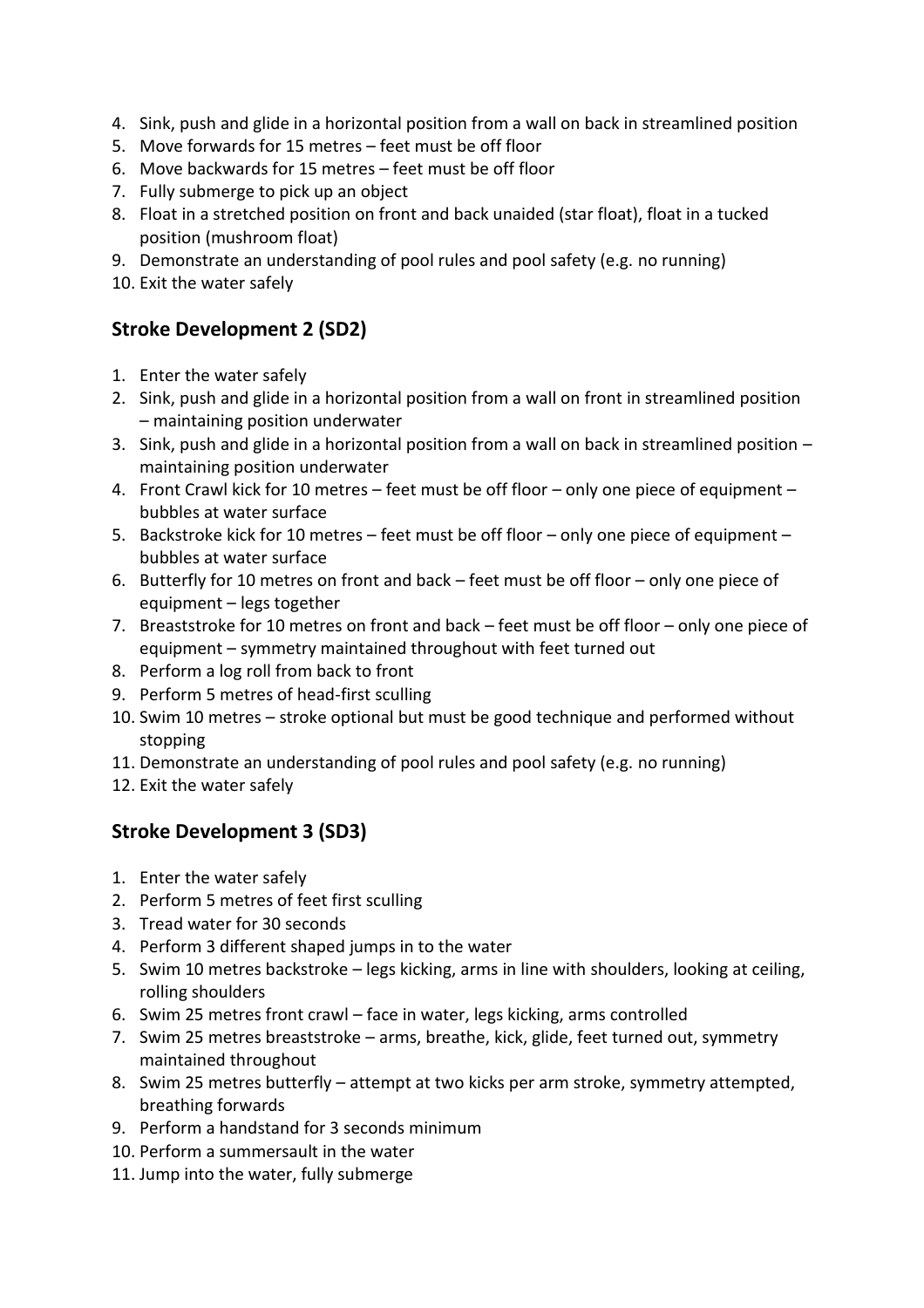4. Sink, push and glide in a horizontal position from a wall on back in streamlined position
5. Move forwards for 15 metres – feet must be off floor
6. Move backwards for 15 metres – feet must be off floor
7. Fully submerge to pick up an object
8. Float in a stretched position on front and back unaided (star float), float in a tucked position (mushroom float)
9. Demonstrate an understanding of pool rules and pool safety (e.g. no running)
10. Exit the water safely

## Stroke Development 2 (SD2)

1. Enter the water safely
2. Sink, push and glide in a horizontal position from a wall on front in streamlined position – maintaining position underwater
3. Sink, push and glide in a horizontal position from a wall on back in streamlined position – maintaining position underwater
4. Front Crawl kick for 10 metres – feet must be off floor – only one piece of equipment – bubbles at water surface
5. Backstroke kick for 10 metres – feet must be off floor – only one piece of equipment – bubbles at water surface
6. Butterfly for 10 metres on front and back – feet must be off floor – only one piece of equipment – legs together
7. Breaststroke for 10 metres on front and back – feet must be off floor – only one piece of equipment – symmetry maintained throughout with feet turned out
8. Perform a log roll from back to front
9. Perform 5 metres of head-first sculling
10. Swim 10 metres – stroke optional but must be good technique and performed without stopping
11. Demonstrate an understanding of pool rules and pool safety (e.g. no running)
12. Exit the water safely

## Stroke Development 3 (SD3)

1. Enter the water safely
2. Perform 5 metres of feet first sculling
3. Tread water for 30 seconds
4. Perform 3 different shaped jumps in to the water
5. Swim 10 metres backstroke – legs kicking, arms in line with shoulders, looking at ceiling, rolling shoulders
6. Swim 25 metres front crawl – face in water, legs kicking, arms controlled
7. Swim 25 metres breaststroke – arms, breathe, kick, glide, feet turned out, symmetry maintained throughout
8. Swim 25 metres butterfly – attempt at two kicks per arm stroke, symmetry attempted, breathing forwards
9. Perform a handstand for 3 seconds minimum
10. Perform a summersault in the water
11. Jump into the water, fully submerge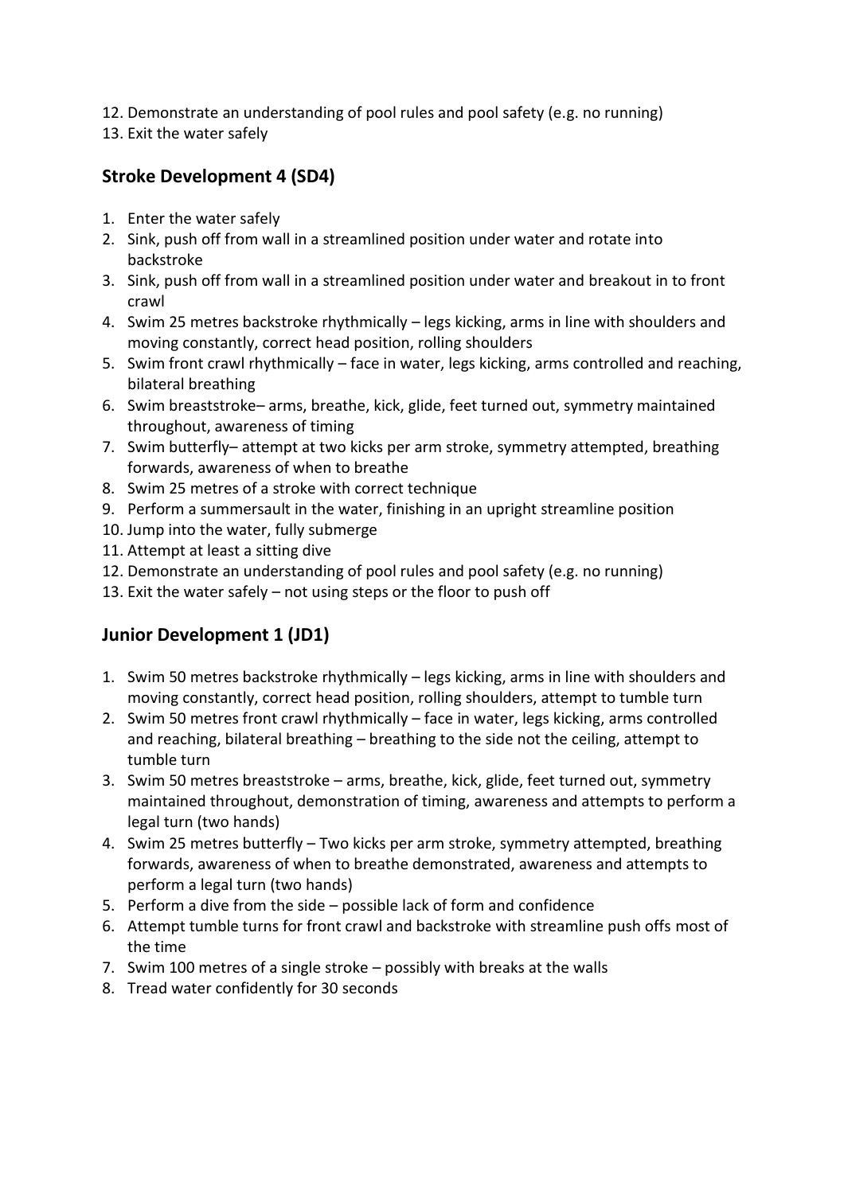12. Demonstrate an understanding of pool rules and pool safety (e.g. no running)
13. Exit the water safely

## Stroke Development 4 (SD4)

1. Enter the water safely
2. Sink, push off from wall in a streamlined position under water and rotate into backstroke
3. Sink, push off from wall in a streamlined position under water and breakout in to front crawl
4. Swim 25 metres backstroke rhythmically – legs kicking, arms in line with shoulders and moving constantly, correct head position, rolling shoulders
5. Swim front crawl rhythmically – face in water, legs kicking, arms controlled and reaching, bilateral breathing
6. Swim breaststroke– arms, breathe, kick, glide, feet turned out, symmetry maintained throughout, awareness of timing
7. Swim butterfly– attempt at two kicks per arm stroke, symmetry attempted, breathing forwards, awareness of when to breathe
8. Swim 25 metres of a stroke with correct technique
9. Perform a summersault in the water, finishing in an upright streamline position
10. Jump into the water, fully submerge
11. Attempt at least a sitting dive
12. Demonstrate an understanding of pool rules and pool safety (e.g. no running)
13. Exit the water safely – not using steps or the floor to push off

## Junior Development 1 (JD1)

1. Swim 50 metres backstroke rhythmically – legs kicking, arms in line with shoulders and moving constantly, correct head position, rolling shoulders, attempt to tumble turn
2. Swim 50 metres front crawl rhythmically – face in water, legs kicking, arms controlled and reaching, bilateral breathing – breathing to the side not the ceiling, attempt to tumble turn
3. Swim 50 metres breaststroke – arms, breathe, kick, glide, feet turned out, symmetry maintained throughout, demonstration of timing, awareness and attempts to perform a legal turn (two hands)
4. Swim 25 metres butterfly – Two kicks per arm stroke, symmetry attempted, breathing forwards, awareness of when to breathe demonstrated, awareness and attempts to perform a legal turn (two hands)
5. Perform a dive from the side – possible lack of form and confidence
6. Attempt tumble turns for front crawl and backstroke with streamline push offs most of the time
7. Swim 100 metres of a single stroke – possibly with breaks at the walls
8. Tread water confidently for 30 seconds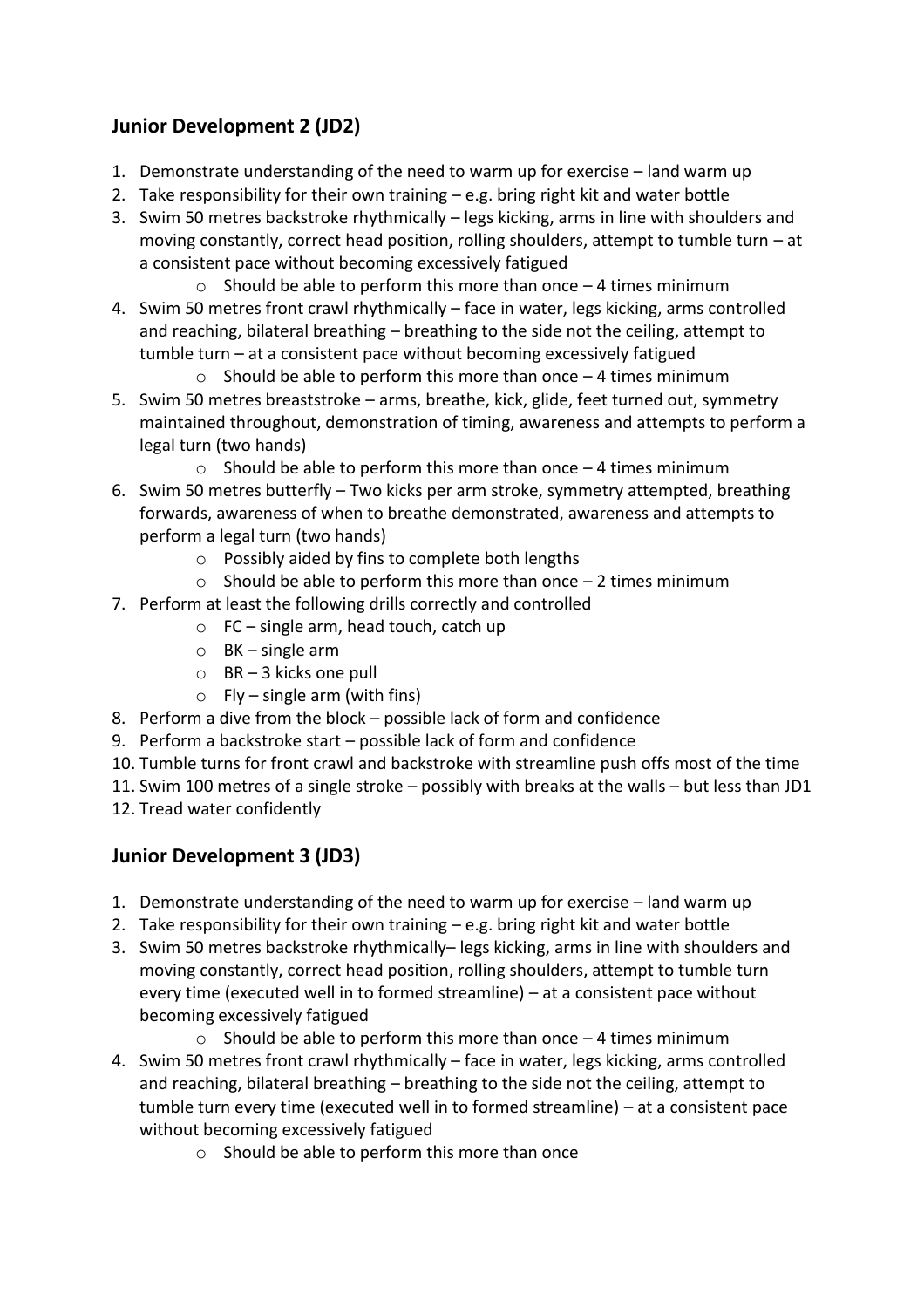## Junior Development 2 (JD2)

1. Demonstrate understanding of the need to warm up for exercise – land warm up
2. Take responsibility for their own training – e.g. bring right kit and water bottle
3. Swim 50 metres backstroke rhythmically – legs kicking, arms in line with shoulders and moving constantly, correct head position, rolling shoulders, attempt to tumble turn – at a consistent pace without becoming excessively fatigued
    - Should be able to perform this more than once – 4 times minimum
4. Swim 50 metres front crawl rhythmically – face in water, legs kicking, arms controlled and reaching, bilateral breathing – breathing to the side not the ceiling, attempt to tumble turn – at a consistent pace without becoming excessively fatigued
    - Should be able to perform this more than once – 4 times minimum
5. Swim 50 metres breaststroke – arms, breathe, kick, glide, feet turned out, symmetry maintained throughout, demonstration of timing, awareness and attempts to perform a legal turn (two hands)
    - Should be able to perform this more than once – 4 times minimum
6. Swim 50 metres butterfly – Two kicks per arm stroke, symmetry attempted, breathing forwards, awareness of when to breathe demonstrated, awareness and attempts to perform a legal turn (two hands)
    - Possibly aided by fins to complete both lengths
    - Should be able to perform this more than once – 2 times minimum
7. Perform at least the following drills correctly and controlled
    - FC – single arm, head touch, catch up
    - BK – single arm
    - BR – 3 kicks one pull
    - Fly – single arm (with fins)
8. Perform a dive from the block – possible lack of form and confidence
9. Perform a backstroke start – possible lack of form and confidence
10. Tumble turns for front crawl and backstroke with streamline push offs most of the time
11. Swim 100 metres of a single stroke – possibly with breaks at the walls – but less than JD1
12. Tread water confidently

## Junior Development 3 (JD3)

1. Demonstrate understanding of the need to warm up for exercise – land warm up
2. Take responsibility for their own training – e.g. bring right kit and water bottle
3. Swim 50 metres backstroke rhythmically– legs kicking, arms in line with shoulders and moving constantly, correct head position, rolling shoulders, attempt to tumble turn every time (executed well in to formed streamline) – at a consistent pace without becoming excessively fatigued
    - Should be able to perform this more than once – 4 times minimum
4. Swim 50 metres front crawl rhythmically – face in water, legs kicking, arms controlled and reaching, bilateral breathing – breathing to the side not the ceiling, attempt to tumble turn every time (executed well in to formed streamline) – at a consistent pace without becoming excessively fatigued
    - Should be able to perform this more than once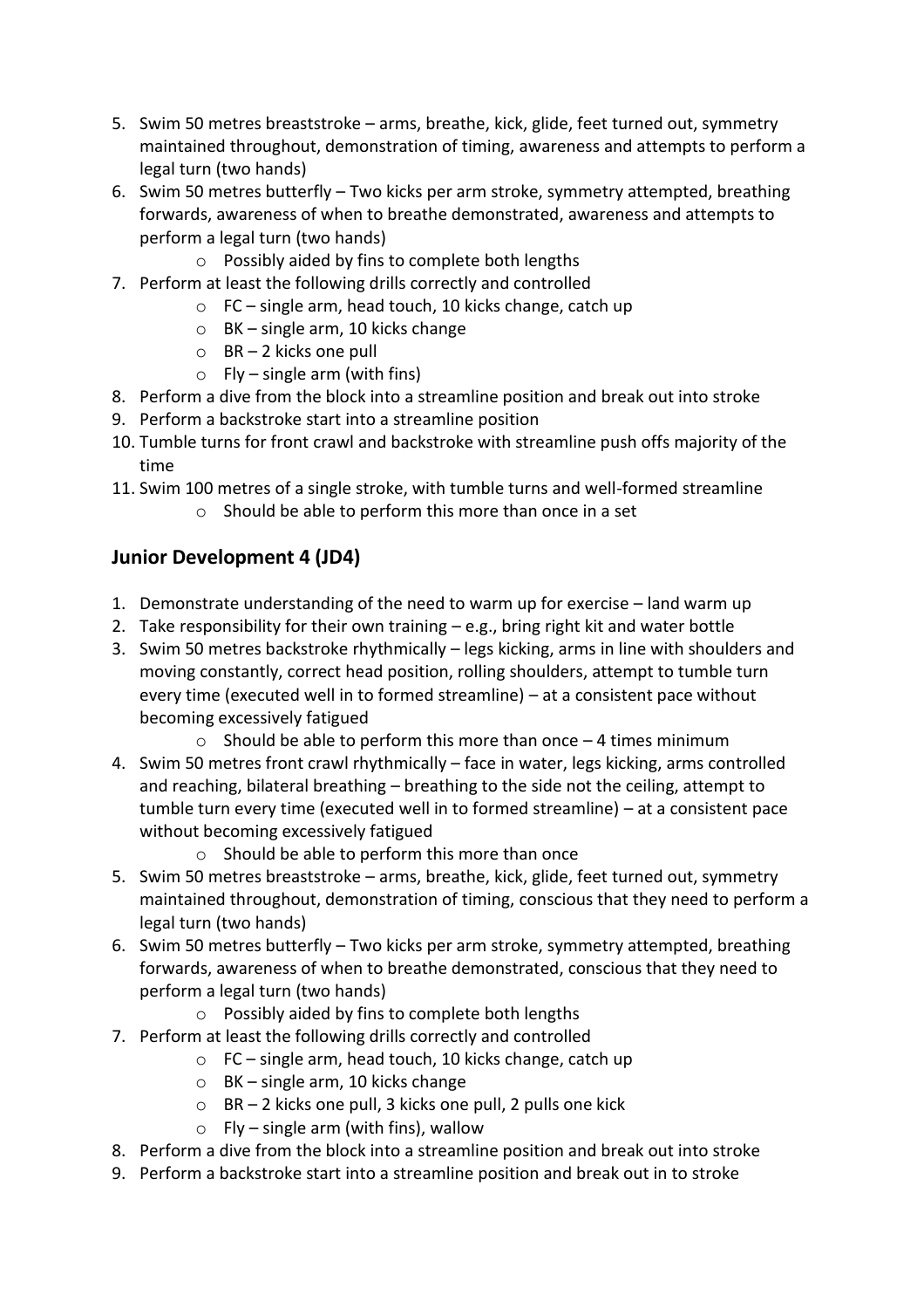5. Swim 50 metres breaststroke – arms, breathe, kick, glide, feet turned out, symmetry maintained throughout, demonstration of timing, awareness and attempts to perform a legal turn (two hands)
6. Swim 50 metres butterfly – Two kicks per arm stroke, symmetry attempted, breathing forwards, awareness of when to breathe demonstrated, awareness and attempts to perform a legal turn (two hands)
    - Possibly aided by fins to complete both lengths
7. Perform at least the following drills correctly and controlled
    - FC – single arm, head touch, 10 kicks change, catch up
    - BK – single arm, 10 kicks change
    - BR – 2 kicks one pull
    - Fly – single arm (with fins)
8. Perform a dive from the block into a streamline position and break out into stroke
9. Perform a backstroke start into a streamline position
10. Tumble turns for front crawl and backstroke with streamline push offs majority of the time
11. Swim 100 metres of a single stroke, with tumble turns and well-formed streamline
    - Should be able to perform this more than once in a set

## Junior Development 4 (JD4)

1. Demonstrate understanding of the need to warm up for exercise – land warm up
2. Take responsibility for their own training – e.g., bring right kit and water bottle
3. Swim 50 metres backstroke rhythmically – legs kicking, arms in line with shoulders and moving constantly, correct head position, rolling shoulders, attempt to tumble turn every time (executed well in to formed streamline) – at a consistent pace without becoming excessively fatigued
    - Should be able to perform this more than once – 4 times minimum
4. Swim 50 metres front crawl rhythmically – face in water, legs kicking, arms controlled and reaching, bilateral breathing – breathing to the side not the ceiling, attempt to tumble turn every time (executed well in to formed streamline) – at a consistent pace without becoming excessively fatigued
    - Should be able to perform this more than once
5. Swim 50 metres breaststroke – arms, breathe, kick, glide, feet turned out, symmetry maintained throughout, demonstration of timing, conscious that they need to perform a legal turn (two hands)
6. Swim 50 metres butterfly – Two kicks per arm stroke, symmetry attempted, breathing forwards, awareness of when to breathe demonstrated, conscious that they need to perform a legal turn (two hands)
    - Possibly aided by fins to complete both lengths
7. Perform at least the following drills correctly and controlled
    - FC – single arm, head touch, 10 kicks change, catch up
    - BK – single arm, 10 kicks change
    - BR – 2 kicks one pull, 3 kicks one pull, 2 pulls one kick
    - Fly – single arm (with fins), wallow
8. Perform a dive from the block into a streamline position and break out into stroke
9. Perform a backstroke start into a streamline position and break out in to stroke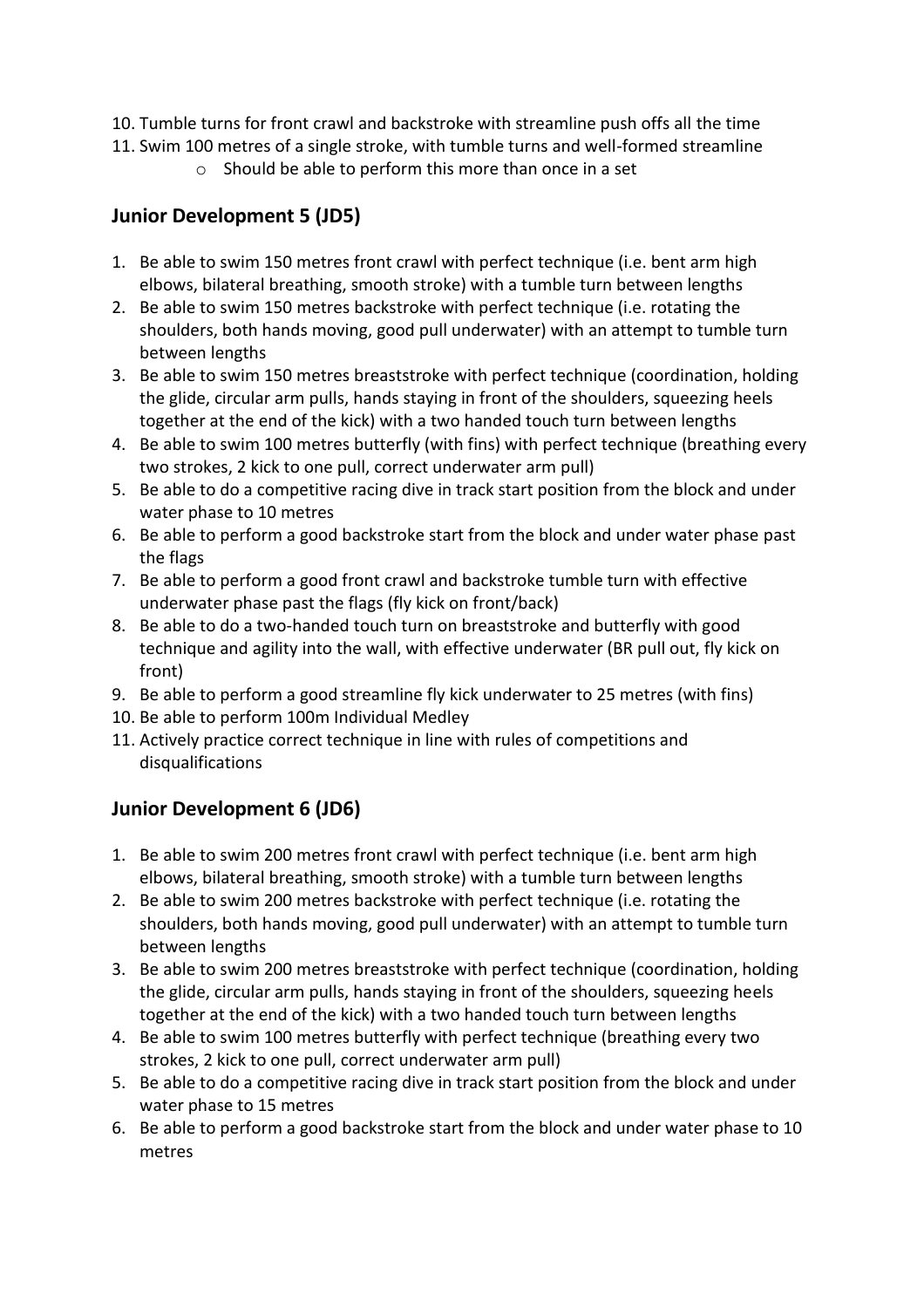10. Tumble turns for front crawl and backstroke with streamline push offs all the time
11. Swim 100 metres of a single stroke, with tumble turns and well-formed streamline
    - Should be able to perform this more than once in a set

## Junior Development 5 (JD5)

1. Be able to swim 150 metres front crawl with perfect technique (i.e. bent arm high elbows, bilateral breathing, smooth stroke) with a tumble turn between lengths
2. Be able to swim 150 metres backstroke with perfect technique (i.e. rotating the shoulders, both hands moving, good pull underwater) with an attempt to tumble turn between lengths
3. Be able to swim 150 metres breaststroke with perfect technique (coordination, holding the glide, circular arm pulls, hands staying in front of the shoulders, squeezing heels together at the end of the kick) with a two handed touch turn between lengths
4. Be able to swim 100 metres butterfly (with fins) with perfect technique (breathing every two strokes, 2 kick to one pull, correct underwater arm pull)
5. Be able to do a competitive racing dive in track start position from the block and under water phase to 10 metres
6. Be able to perform a good backstroke start from the block and under water phase past the flags
7. Be able to perform a good front crawl and backstroke tumble turn with effective underwater phase past the flags (fly kick on front/back)
8. Be able to do a two-handed touch turn on breaststroke and butterfly with good technique and agility into the wall, with effective underwater (BR pull out, fly kick on front)
9. Be able to perform a good streamline fly kick underwater to 25 metres (with fins)
10. Be able to perform 100m Individual Medley
11. Actively practice correct technique in line with rules of competitions and disqualifications

## Junior Development 6 (JD6)

1. Be able to swim 200 metres front crawl with perfect technique (i.e. bent arm high elbows, bilateral breathing, smooth stroke) with a tumble turn between lengths
2. Be able to swim 200 metres backstroke with perfect technique (i.e. rotating the shoulders, both hands moving, good pull underwater) with an attempt to tumble turn between lengths
3. Be able to swim 200 metres breaststroke with perfect technique (coordination, holding the glide, circular arm pulls, hands staying in front of the shoulders, squeezing heels together at the end of the kick) with a two handed touch turn between lengths
4. Be able to swim 100 metres butterfly with perfect technique (breathing every two strokes, 2 kick to one pull, correct underwater arm pull)
5. Be able to do a competitive racing dive in track start position from the block and under water phase to 15 metres
6. Be able to perform a good backstroke start from the block and under water phase to 10 metres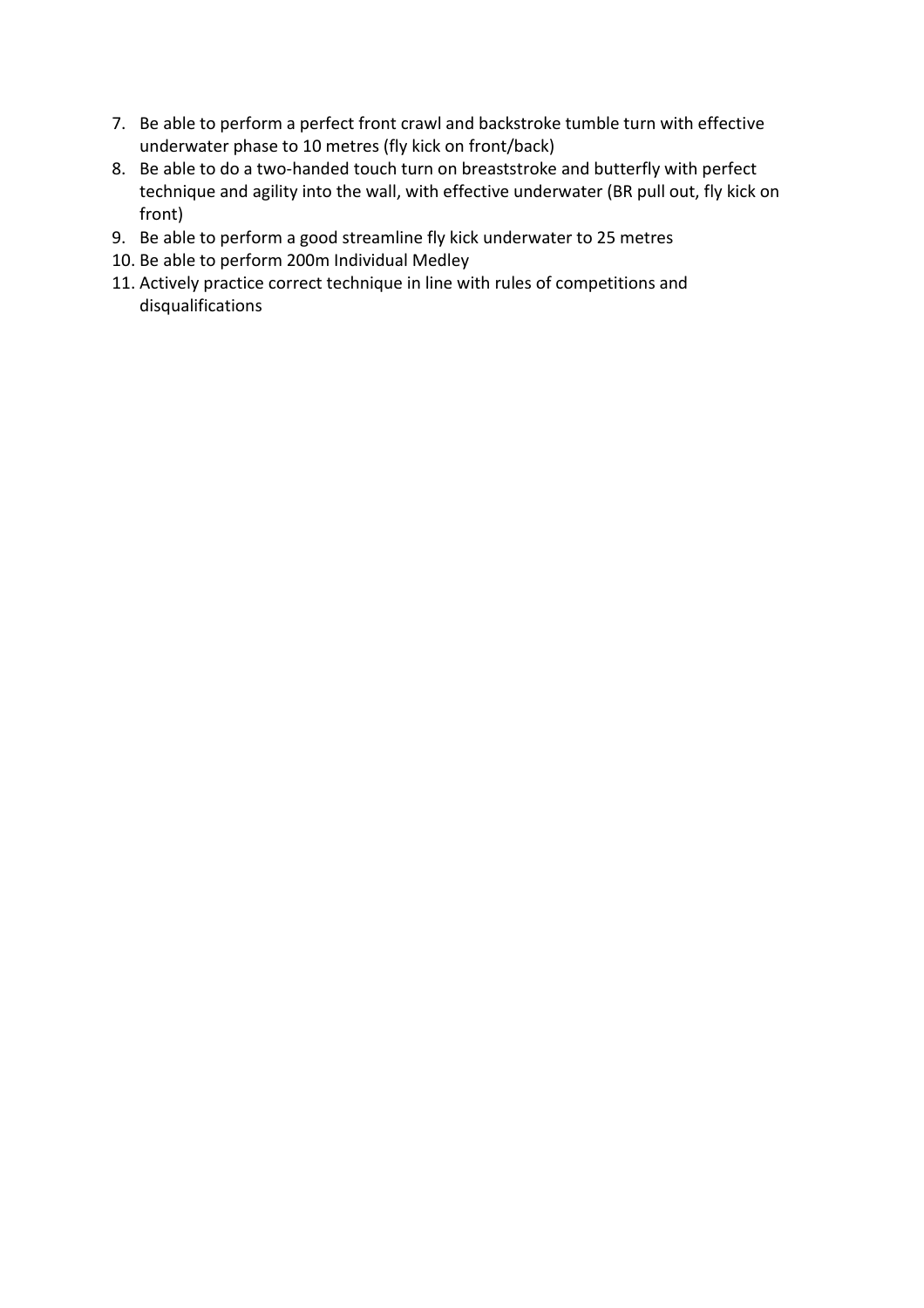7. Be able to perform a perfect front crawl and backstroke tumble turn with effective underwater phase to 10 metres (fly kick on front/back)
8. Be able to do a two-handed touch turn on breaststroke and butterfly with perfect technique and agility into the wall, with effective underwater (BR pull out, fly kick on front)
9. Be able to perform a good streamline fly kick underwater to 25 metres
10. Be able to perform 200m Individual Medley
11. Actively practice correct technique in line with rules of competitions and disqualifications